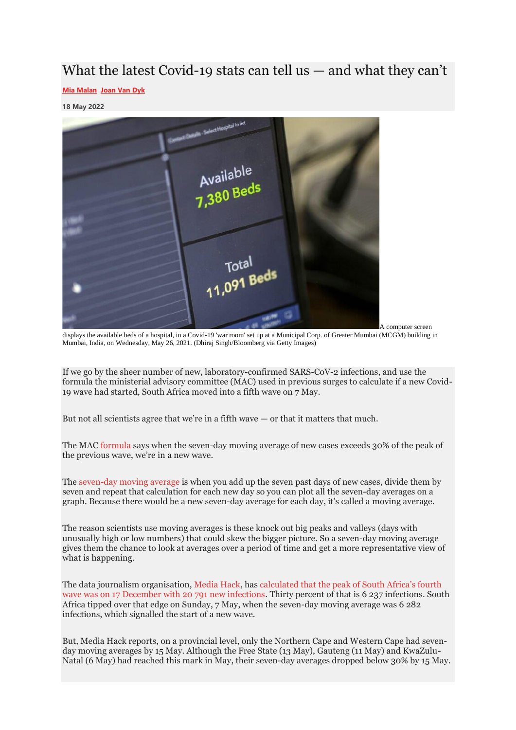# What the latest Covid-19 stats can tell us — and what they can't

**Mia Malan Joan Van Dyk**

**18 May 2022**

A computer screen displays the available beds of a hospital, in a Covid-19 'war room' set up at a Municipal Corp. of Greater Mumbai (MCGM) building in Mumbai, India, on Wednesday, May 26, 2021. (Dhiraj Singh/Bloomberg via Getty Images)

If we go by the sheer number of new, laboratory-confirmed SARS-CoV-2 infections, and use the formula the ministerial advisory committee (MAC) used in previous surges to calculate if a new Covid-19 wave had started, South Africa moved into a fifth wave on 7 May.

But not all scientists agree that we're in a fifth wave — or that it matters that much.

The MAC formula says when the seven-day moving average of new cases exceeds 30% of the peak of the previous wave, we're in a new wave.

The seven-day moving average is when you add up the seven past days of new cases, divide them by seven and repeat that calculation for each new day so you can plot all the seven-day averages on a graph. Because there would be a new seven-day average for each day, it's called a moving average.

The reason scientists use moving averages is these knock out big peaks and valleys (days with unusually high or low numbers) that could skew the bigger picture. So a seven-day moving average gives them the chance to look at averages over a period of time and get a more representative view of what is happening.

The data journalism organisation, Media Hack, has calculated that the peak of South Africa's fourth wave was on 17 December with 20 791 new infections. Thirty percent of that is 6 237 infections. South Africa tipped over that edge on Sunday, 7 May, when the seven-day moving average was 6 282 infections, which signalled the start of a new wave.

But, Media Hack reports, on a provincial level, only the Northern Cape and Western Cape had seven-day moving averages by 15 May. Although the Free State (13 May), Gauteng (11 May) and KwaZulu-Natal (6 May) had reached this mark in May, their seven-day averages dropped below 30% by 15 May.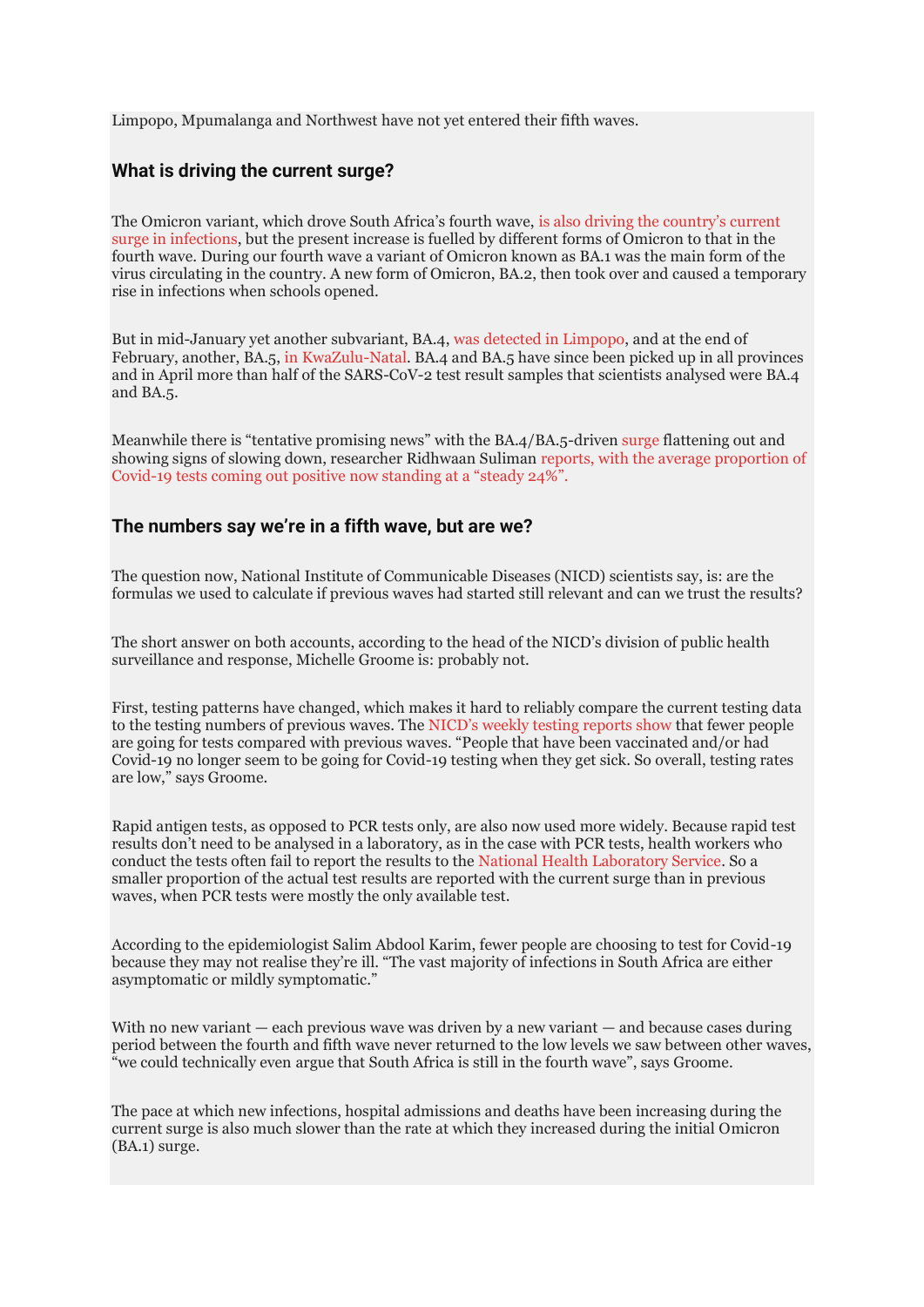Limpopo, Mpumalanga and Northwest have not yet entered their fifth waves.

### What is driving the current surge?

The Omicron variant, which drove South Africa's fourth wave, is also driving the country's current surge in infections, but the present increase is fuelled by different forms of Omicron to that in the fourth wave. During our fourth wave a variant of Omicron known as BA.1 was the main form of the virus circulating in the country. A new form of Omicron, BA.2, then took over and caused a temporary rise in infections when schools opened.

But in mid-January yet another subvariant, BA.4, was detected in Limpopo, and at the end of February, another, BA.5, in KwaZulu-Natal. BA.4 and BA.5 have since been picked up in all provinces and in April more than half of the SARS-CoV-2 test result samples that scientists analysed were BA.4 and BA.5.

Meanwhile there is "tentative promising news" with the BA.4/BA.5-driven surge flattening out and showing signs of slowing down, researcher Ridhwaan Suliman reports, with the average proportion of Covid-19 tests coming out positive now standing at a "steady 24%".

### The numbers say we're in a fifth wave, but are we?

The question now, National Institute of Communicable Diseases (NICD) scientists say, is: are the formulas we used to calculate if previous waves had started still relevant and can we trust the results?

The short answer on both accounts, according to the head of the NICD's division of public health surveillance and response, Michelle Groome is: probably not.

First, testing patterns have changed, which makes it hard to reliably compare the current testing data to the testing numbers of previous waves. The NICD's weekly testing reports show that fewer people are going for tests compared with previous waves. "People that have been vaccinated and/or had Covid-19 no longer seem to be going for Covid-19 testing when they get sick. So overall, testing rates are low," says Groome.

Rapid antigen tests, as opposed to PCR tests only, are also now used more widely. Because rapid test results don't need to be analysed in a laboratory, as in the case with PCR tests, health workers who conduct the tests often fail to report the results to the National Health Laboratory Service. So a smaller proportion of the actual test results are reported with the current surge than in previous waves, when PCR tests were mostly the only available test.

According to the epidemiologist Salim Abdool Karim, fewer people are choosing to test for Covid-19 because they may not realise they're ill. "The vast majority of infections in South Africa are either asymptomatic or mildly symptomatic."

With no new variant — each previous wave was driven by a new variant — and because cases during period between the fourth and fifth wave never returned to the low levels we saw between other waves, "we could technically even argue that South Africa is still in the fourth wave", says Groome.

The pace at which new infections, hospital admissions and deaths have been increasing during the current surge is also much slower than the rate at which they increased during the initial Omicron (BA.1) surge.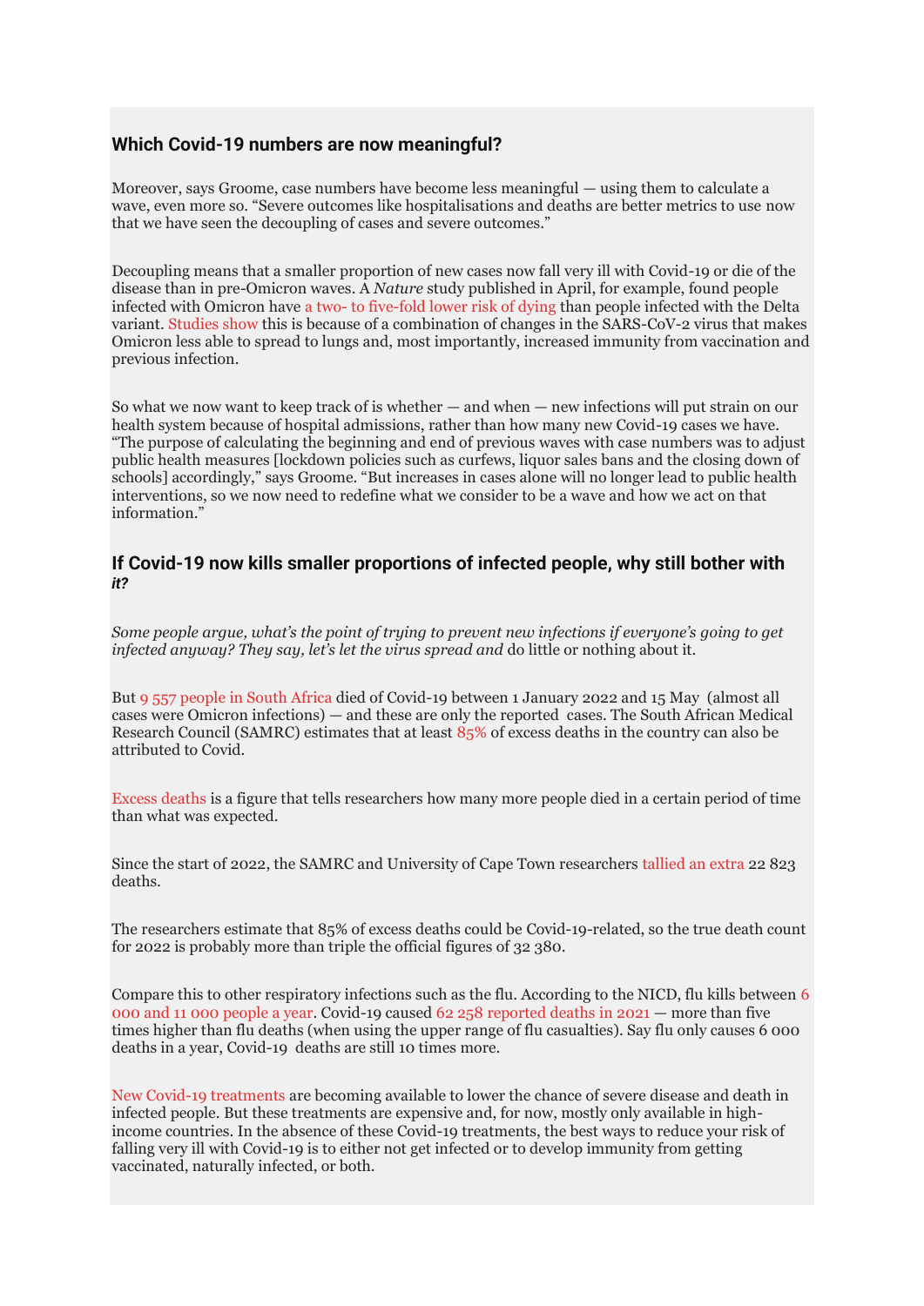## Which Covid-19 numbers are now meaningful?

Moreover, says Groome, case numbers have become less meaningful — using them to calculate a wave, even more so. “Severe outcomes like hospitalisations and deaths are better metrics to use now that we have seen the decoupling of cases and severe outcomes.”

Decoupling means that a smaller proportion of new cases now fall very ill with Covid-19 or die of the disease than in pre-Omicron waves. A *Nature* study published in April, for example, found people infected with Omicron have a two- to five-fold lower risk of dying than people infected with the Delta variant. Studies show this is because of a combination of changes in the SARS-CoV-2 virus that makes Omicron less able to spread to lungs and, most importantly, increased immunity from vaccination and previous infection.

So what we now want to keep track of is whether — and when — new infections will put strain on our health system because of hospital admissions, rather than how many new Covid-19 cases we have. “The purpose of calculating the beginning and end of previous waves with case numbers was to adjust public health measures [lockdown policies such as curfews, liquor sales bans and the closing down of schools] accordingly,” says Groome. “But increases in cases alone will no longer lead to public health interventions, so we now need to redefine what we consider to be a wave and how we act on that information.”

## If Covid-19 now kills smaller proportions of infected people, why still bother with *it?*

*Some people argue, what’s the point of trying to prevent new infections if everyone’s going to get infected anyway? They say, let’s let the virus spread and* do little or nothing about it.

But 9 557 people in South Africa died of Covid-19 between 1 January 2022 and 15 May (almost all cases were Omicron infections) — and these are only the reported cases. The South African Medical Research Council (SAMRC) estimates that at least 85% of excess deaths in the country can also be attributed to Covid.

Excess deaths is a figure that tells researchers how many more people died in a certain period of time than what was expected.

Since the start of 2022, the SAMRC and University of Cape Town researchers tallied an extra 22 823 deaths.

The researchers estimate that 85% of excess deaths could be Covid-19-related, so the true death count for 2022 is probably more than triple the official figures of 32 380.

Compare this to other respiratory infections such as the flu. According to the NICD, flu kills between 6 000 and 11 000 people a year. Covid-19 caused 62 258 reported deaths in 2021 — more than five times higher than flu deaths (when using the upper range of flu casualties). Say flu only causes 6 000 deaths in a year, Covid-19 deaths are still 10 times more.

New Covid-19 treatments are becoming available to lower the chance of severe disease and death in infected people. But these treatments are expensive and, for now, mostly only available in high-income countries. In the absence of these Covid-19 treatments, the best ways to reduce your risk of falling very ill with Covid-19 is to either not get infected or to develop immunity from getting vaccinated, naturally infected, or both.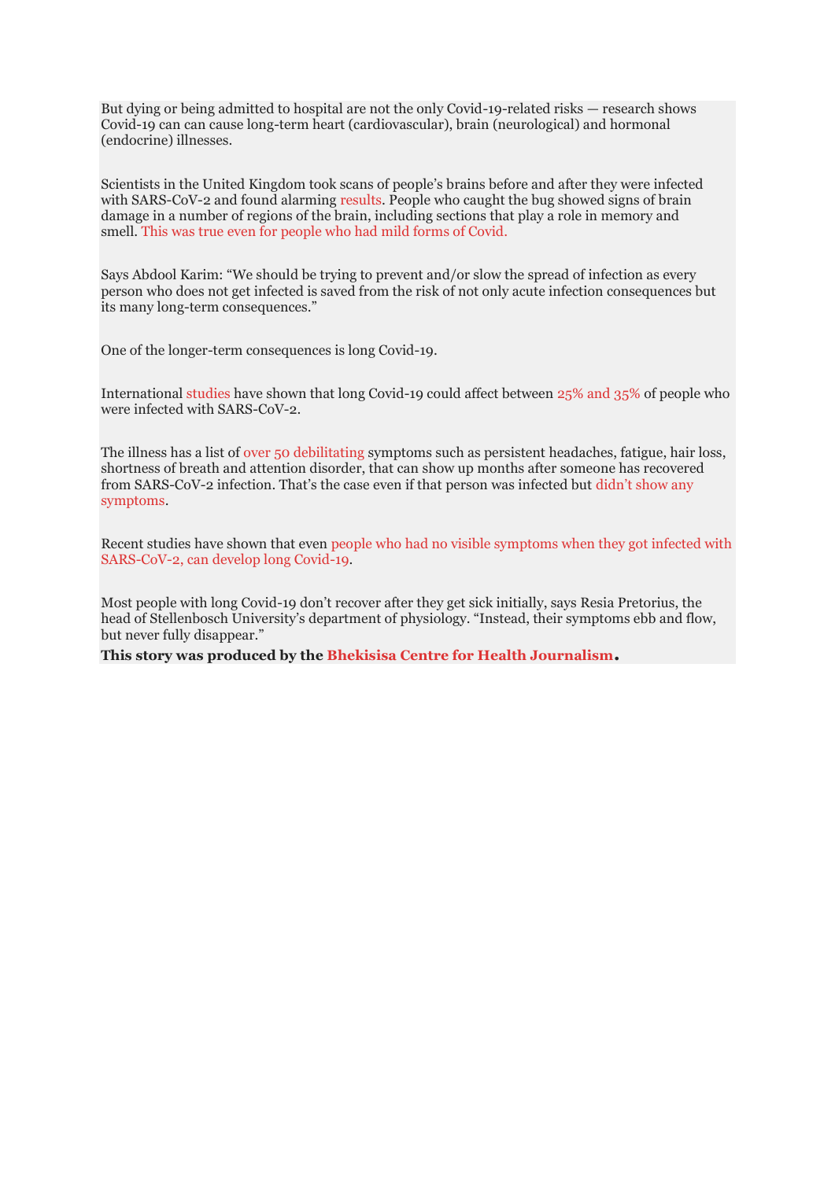But dying or being admitted to hospital are not the only Covid-19-related risks — research shows Covid-19 can can cause long-term heart (cardiovascular), brain (neurological) and hormonal (endocrine) illnesses.

Scientists in the United Kingdom took scans of people's brains before and after they were infected with SARS-CoV-2 and found alarming results. People who caught the bug showed signs of brain damage in a number of regions of the brain, including sections that play a role in memory and smell. This was true even for people who had mild forms of Covid.

Says Abdool Karim: "We should be trying to prevent and/or slow the spread of infection as every person who does not get infected is saved from the risk of not only acute infection consequences but its many long-term consequences."

One of the longer-term consequences is long Covid-19.

International studies have shown that long Covid-19 could affect between 25% and 35% of people who were infected with SARS-CoV-2.

The illness has a list of over 50 debilitating symptoms such as persistent headaches, fatigue, hair loss, shortness of breath and attention disorder, that can show up months after someone has recovered from SARS-CoV-2 infection. That's the case even if that person was infected but didn't show any symptoms.

Recent studies have shown that even people who had no visible symptoms when they got infected with SARS-CoV-2, can develop long Covid-19.

Most people with long Covid-19 don't recover after they get sick initially, says Resia Pretorius, the head of Stellenbosch University's department of physiology. "Instead, their symptoms ebb and flow, but never fully disappear."

**This story was produced by the Bhekisisa Centre for Health Journalism.**